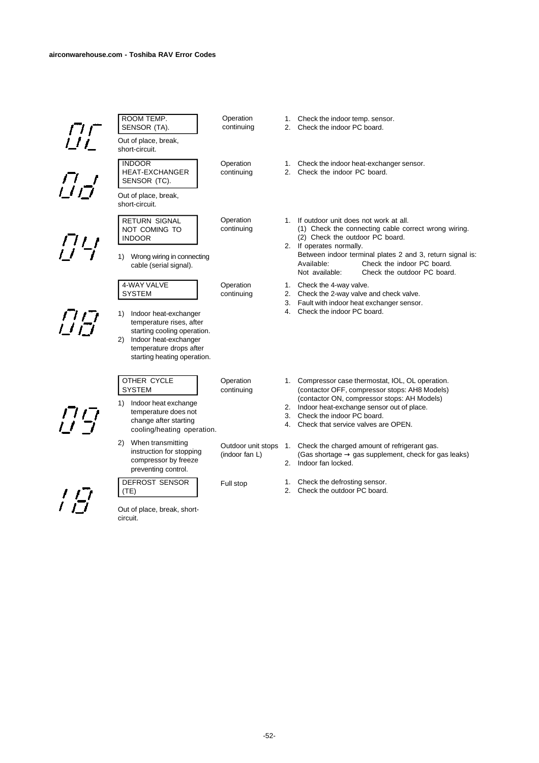| Code | Description | Status | Check |
|---|---|---|---|
| 0C | ROOM TEMP. SENSOR (TA).<br>Out of place, break, short-circuit. | Operation continuing | 1. Check the indoor temp. sensor.<br>2. Check the indoor PC board. |
| 0d | INDOOR HEAT-EXCHANGER SENSOR (TC).<br>Out of place, break, short-circuit. | Operation continuing | 1. Check the indoor heat-exchanger sensor.<br>2. Check the indoor PC board. |
| 04 | RETURN SIGNAL NOT COMING TO INDOOR<br>1) Wrong wiring in connecting cable (serial signal). | Operation continuing | 1. If outdoor unit does not work at all.<br>(1) Check the connecting cable correct wrong wiring.<br>(2) Check the outdoor PC board.<br>2. If operates normally.<br>Between indoor terminal plates 2 and 3, return signal is:<br>Available: Check the indoor PC board.<br>Not available: Check the outdoor PC board. |
| 08 | 4-WAY VALVE SYSTEM<br>1) Indoor heat-exchanger temperature rises, after starting cooling operation.<br>2) Indoor heat-exchanger temperature drops after starting heating operation. | Operation continuing | 1. Check the 4-way valve.<br>2. Check the 2-way valve and check valve.<br>3. Fault with indoor heat exchanger sensor.<br>4. Check the indoor PC board. |
| 09 | OTHER CYCLE SYSTEM<br>1) Indoor heat exchange temperature does not change after starting cooling/heating operation. | Operation continuing | 1. Compressor case thermostat, IOL, OL operation.<br>(contactor OFF, compressor stops: AH8 Models)<br>(contactor ON, compressor stops: AH Models)<br>2. Indoor heat-exchange sensor out of place.<br>3. Check the indoor PC board.<br>4. Check that service valves are OPEN. |
| | 2) When transmitting instruction for stopping compressor by freeze preventing control. | Outdoor unit stops (indoor fan L) | 1. Check the charged amount of refrigerant gas.<br>(Gas shortage → gas supplement, check for gas leaks)<br>2. Indoor fan locked. |
| 18 | DEFROST SENSOR (TE)<br>Out of place, break, short-circuit. | Full stop | 1. Check the defrosting sensor.<br>2. Check the outdoor PC board. |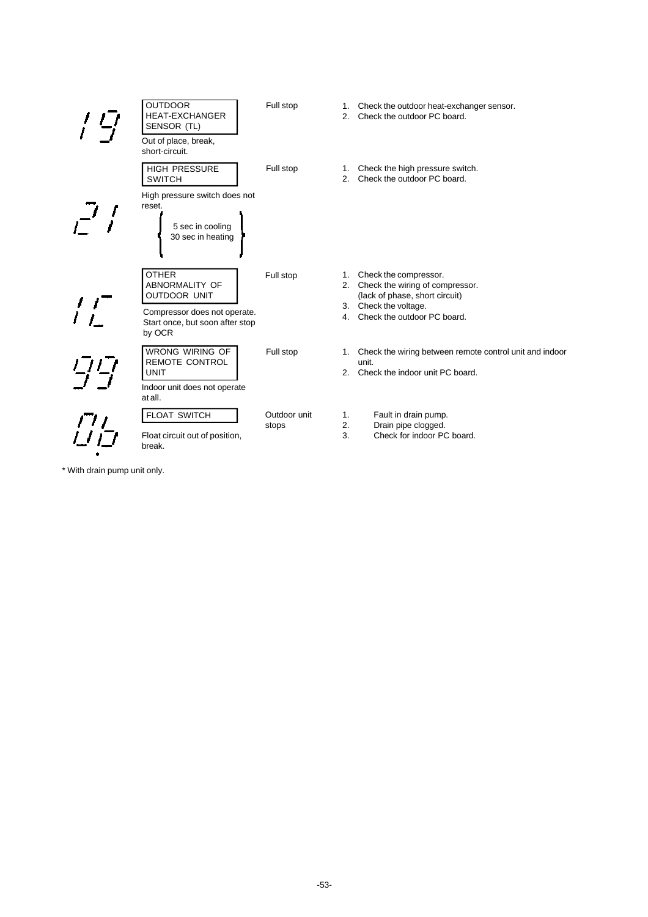| | | | |
|---|---|---|---|
| 19 | **OUTDOOR HEAT-EXCHANGER SENSOR (TL)**<br>Out of place, break, short-circuit. | Full stop | 1. Check the outdoor heat-exchanger sensor.<br>2. Check the outdoor PC board. |
| 21 | **HIGH PRESSURE SWITCH**<br>High pressure switch does not reset.<br>{ 5 sec in cooling<br>30 sec in heating } | Full stop | 1. Check the high pressure switch.<br>2. Check the outdoor PC board. |
| 1C | **OTHER ABNORMALITY OF OUTDOOR UNIT**<br>Compressor does not operate. Start once, but soon after stop by OCR | Full stop | 1. Check the compressor.<br>2. Check the wiring of compressor. (lack of phase, short circuit)<br>3. Check the voltage.<br>4. Check the outdoor PC board. |
| 99 | **WRONG WIRING OF REMOTE CONTROL UNIT**<br>Indoor unit does not operate at all. | Full stop | 1. Check the wiring between remote control unit and indoor unit.<br>2. Check the indoor unit PC board. |
| 0b* | **FLOAT SWITCH**<br>Float circuit out of position, break. | Outdoor unit stops | 1. Fault in drain pump.<br>2. Drain pipe clogged.<br>3. Check for indoor PC board. |

* With drain pump unit only.